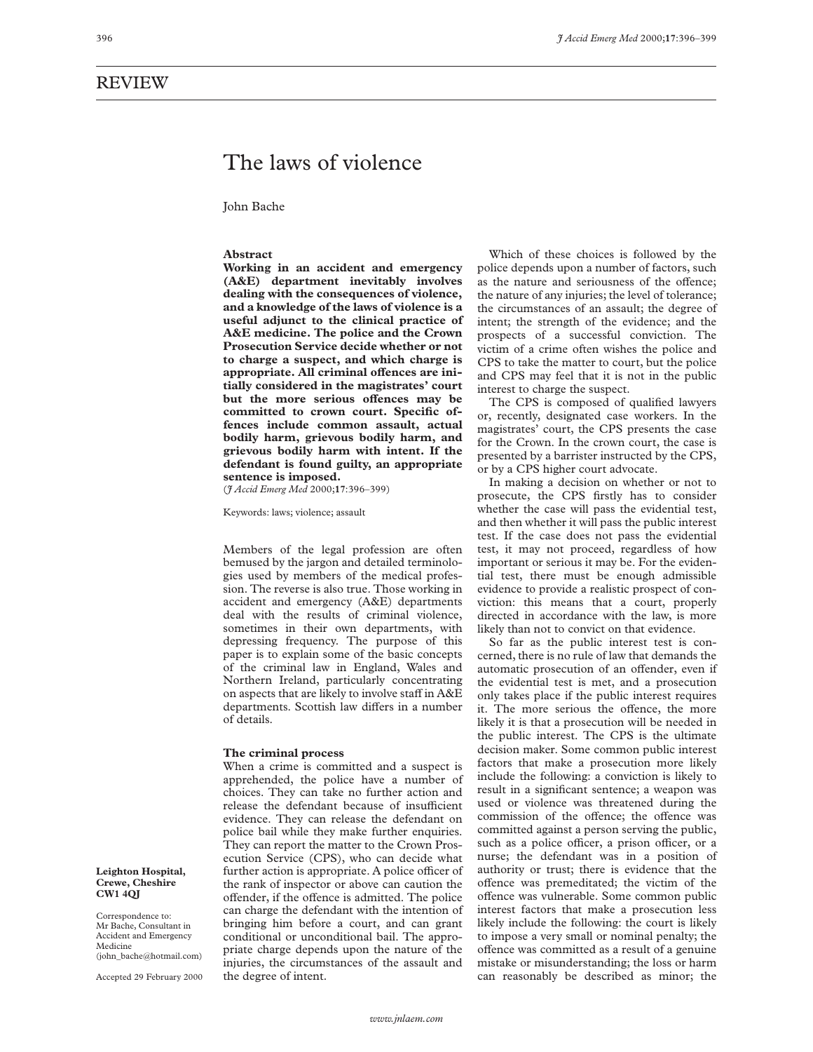REVIEW

# The laws of violence

John Bache

**Abstract**

**Working in an accident and emergency (A&E) department inevitably involves dealing with the consequences of violence, and a knowledge of the laws of violence is a useful adjunct to the clinical practice of A&E medicine. The police and the Crown Prosecution Service decide whether or not to charge a suspect, and which charge is appropriate. All criminal offences are initially considered in the magistrates' court but the more serious offences may be committed to crown court. Specific offences include common assault, actual bodily harm, grievous bodily harm, and grievous bodily harm with intent. If the defendant is found guilty, an appropriate sentence is imposed.**

(*J Accid Emerg Med* 2000;**17**:396–399)

Keywords: laws; violence; assault

Members of the legal profession are often bemused by the jargon and detailed terminologies used by members of the medical profession. The reverse is also true. Those working in accident and emergency (A&E) departments deal with the results of criminal violence, sometimes in their own departments, with depressing frequency. The purpose of this paper is to explain some of the basic concepts of the criminal law in England, Wales and Northern Ireland, particularly concentrating on aspects that are likely to involve staff in A&E departments. Scottish law differs in a number of details.

## The criminal process

When a crime is committed and a suspect is apprehended, the police have a number of choices. They can take no further action and release the defendant because of insufficient evidence. They can release the defendant on police bail while they make further enquiries. They can report the matter to the Crown Prosecution Service (CPS), who can decide what further action is appropriate. A police officer of the rank of inspector or above can caution the offender, if the offence is admitted. The police can charge the defendant with the intention of bringing him before a court, and can grant conditional or unconditional bail. The appropriate charge depends upon the nature of the injuries, the circumstances of the assault and the degree of intent.

Which of these choices is followed by the police depends upon a number of factors, such as the nature and seriousness of the offence; the nature of any injuries; the level of tolerance; the circumstances of an assault; the degree of intent; the strength of the evidence; and the prospects of a successful conviction. The victim of a crime often wishes the police and CPS to take the matter to court, but the police and CPS may feel that it is not in the public interest to charge the suspect.

The CPS is composed of qualified lawyers or, recently, designated case workers. In the magistrates' court, the CPS presents the case for the Crown. In the crown court, the case is presented by a barrister instructed by the CPS, or by a CPS higher court advocate.

In making a decision on whether or not to prosecute, the CPS firstly has to consider whether the case will pass the evidential test, and then whether it will pass the public interest test. If the case does not pass the evidential test, it may not proceed, regardless of how important or serious it may be. For the evidential test, there must be enough admissible evidence to provide a realistic prospect of conviction: this means that a court, properly directed in accordance with the law, is more likely than not to convict on that evidence.

So far as the public interest test is concerned, there is no rule of law that demands the automatic prosecution of an offender, even if the evidential test is met, and a prosecution only takes place if the public interest requires it. The more serious the offence, the more likely it is that a prosecution will be needed in the public interest. The CPS is the ultimate decision maker. Some common public interest factors that make a prosecution more likely include the following: a conviction is likely to result in a significant sentence; a weapon was used or violence was threatened during the commission of the offence; the offence was committed against a person serving the public, such as a police officer, a prison officer, or a nurse; the defendant was in a position of authority or trust; there is evidence that the offence was premeditated; the victim of the offence was vulnerable. Some common public interest factors that make a prosecution less likely include the following: the court is likely to impose a very small or nominal penalty; the offence was committed as a result of a genuine mistake or misunderstanding; the loss or harm can reasonably be described as minor; the

**Leighton Hospital, Crewe, Cheshire CW1 4QJ**

Correspondence to: Mr Bache, Consultant in Accident and Emergency Medicine (john_bache@hotmail.com)

Accepted 29 February 2000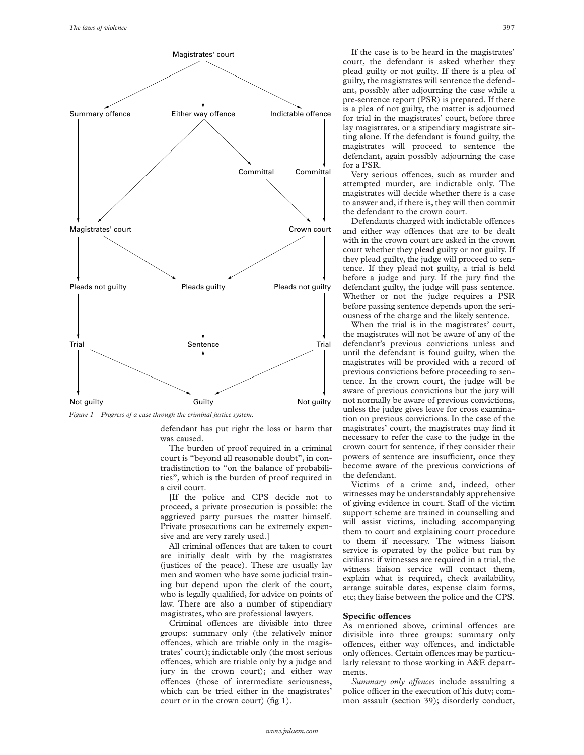Figure 1 Progress of a case through the criminal justice system.

defendant has put right the loss or harm that was caused.

The burden of proof required in a criminal court is "beyond all reasonable doubt", in contradistinction to "on the balance of probabilities", which is the burden of proof required in a civil court.

[If the police and CPS decide not to proceed, a private prosecution is possible: the aggrieved party pursues the matter himself. Private prosecutions can be extremely expensive and are very rarely used.]

All criminal offences that are taken to court are initially dealt with by the magistrates (justices of the peace). These are usually lay men and women who have some judicial training but depend upon the clerk of the court, who is legally qualified, for advice on points of law. There are also a number of stipendiary magistrates, who are professional lawyers.

Criminal offences are divisible into three groups: summary only (the relatively minor offences, which are triable only in the magistrates' court); indictable only (the most serious offences, which are triable only by a judge and jury in the crown court); and either way offences (those of intermediate seriousness, which can be tried either in the magistrates' court or in the crown court) (fig 1).

If the case is to be heard in the magistrates' court, the defendant is asked whether they plead guilty or not guilty. If there is a plea of guilty, the magistrates will sentence the defendant, possibly after adjourning the case while a pre-sentence report (PSR) is prepared. If there is a plea of not guilty, the matter is adjourned for trial in the magistrates' court, before three lay magistrates, or a stipendiary magistrate sitting alone. If the defendant is found guilty, the magistrates will proceed to sentence the defendant, again possibly adjourning the case for a PSR.

Very serious offences, such as murder and attempted murder, are indictable only. The magistrates will decide whether there is a case to answer and, if there is, they will then commit the defendant to the crown court.

Defendants charged with indictable offences and either way offences that are to be dealt with in the crown court are asked in the crown court whether they plead guilty or not guilty. If they plead guilty, the judge will proceed to sentence. If they plead not guilty, a trial is held before a judge and jury. If the jury find the defendant guilty, the judge will pass sentence. Whether or not the judge requires a PSR before passing sentence depends upon the seriousness of the charge and the likely sentence.

When the trial is in the magistrates' court, the magistrates will not be aware of any of the defendant's previous convictions unless and until the defendant is found guilty, when the magistrates will be provided with a record of previous convictions before proceeding to sentence. In the crown court, the judge will be aware of previous convictions but the jury will not normally be aware of previous convictions, unless the judge gives leave for cross examination on previous convictions. In the case of the magistrates' court, the magistrates may find it necessary to refer the case to the judge in the crown court for sentence, if they consider their powers of sentence are insufficient, once they become aware of the previous convictions of the defendant.

Victims of a crime and, indeed, other witnesses may be understandably apprehensive of giving evidence in court. Staff of the victim support scheme are trained in counselling and will assist victims, including accompanying them to court and explaining court procedure to them if necessary. The witness liaison service is operated by the police but run by civilians: if witnesses are required in a trial, the witness liaison service will contact them, explain what is required, check availability, arrange suitable dates, expense claim forms, etc; they liaise between the police and the CPS.

**Specific offences**

As mentioned above, criminal offences are divisible into three groups: summary only offences, either way offences, and indictable only offences. Certain offences may be particularly relevant to those working in A&E departments.

*Summary only offences* include assaulting a police officer in the execution of his duty; common assault (section 39); disorderly conduct,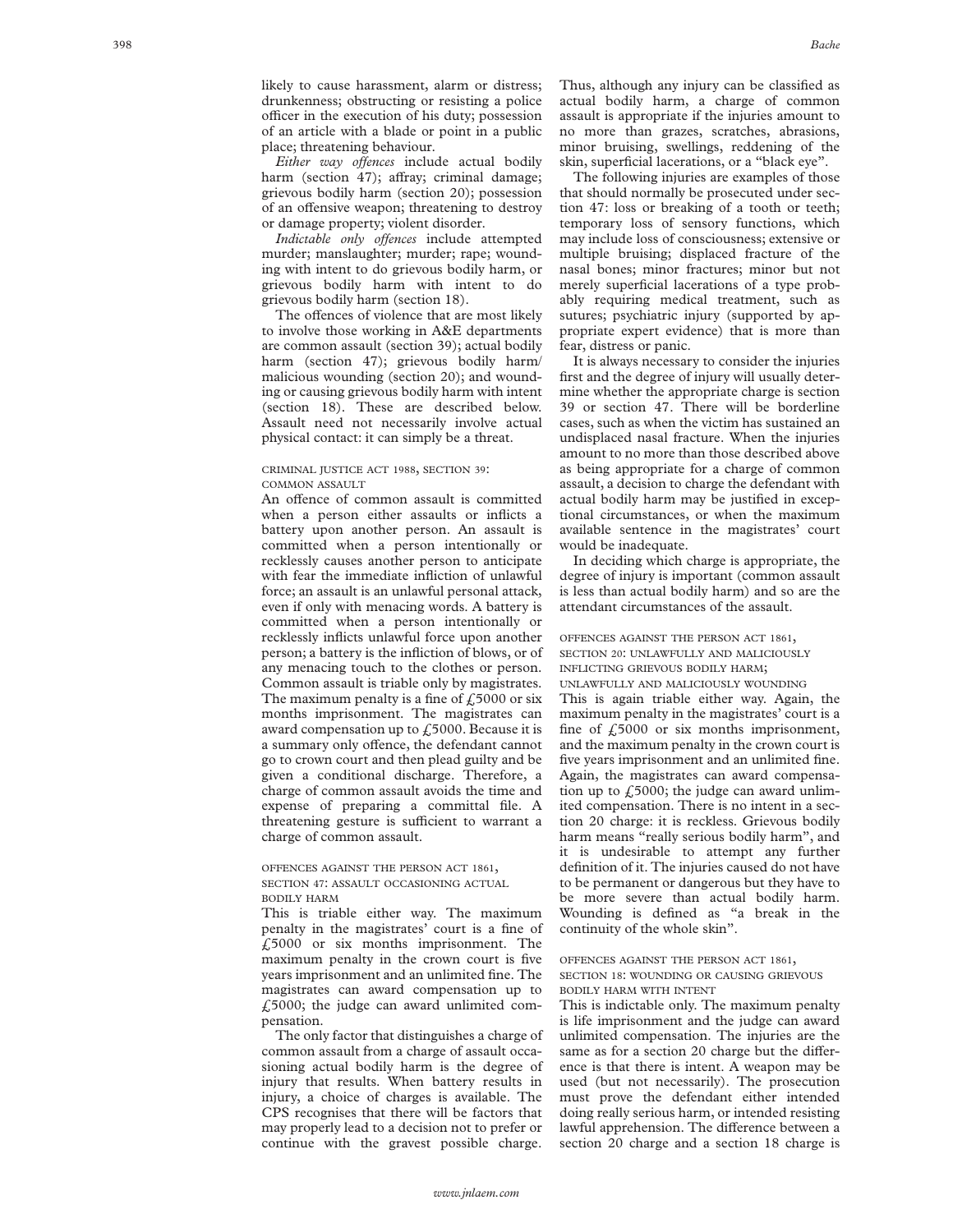likely to cause harassment, alarm or distress; drunkenness; obstructing or resisting a police officer in the execution of his duty; possession of an article with a blade or point in a public place; threatening behaviour.

*Either way offences* include actual bodily harm (section 47); affray; criminal damage; grievous bodily harm (section 20); possession of an offensive weapon; threatening to destroy or damage property; violent disorder.

*Indictable only offences* include attempted murder; manslaughter; murder; rape; wounding with intent to do grievous bodily harm, or grievous bodily harm with intent to do grievous bodily harm (section 18).

The offences of violence that are most likely to involve those working in A&E departments are common assault (section 39); actual bodily harm (section 47); grievous bodily harm/malicious wounding (section 20); and wounding or causing grievous bodily harm with intent (section 18). These are described below. Assault need not necessarily involve actual physical contact: it can simply be a threat.

### CRIMINAL JUSTICE ACT 1988, SECTION 39: COMMON ASSAULT

An offence of common assault is committed when a person either assaults or inflicts a battery upon another person. An assault is committed when a person intentionally or recklessly causes another person to anticipate with fear the immediate infliction of unlawful force; an assault is an unlawful personal attack, even if only with menacing words. A battery is committed when a person intentionally or recklessly inflicts unlawful force upon another person; a battery is the infliction of blows, or of any menacing touch to the clothes or person. Common assault is triable only by magistrates. The maximum penalty is a fine of £5000 or six months imprisonment. The magistrates can award compensation up to £5000. Because it is a summary only offence, the defendant cannot go to crown court and then plead guilty and be given a conditional discharge. Therefore, a charge of common assault avoids the time and expense of preparing a committal file. A threatening gesture is sufficient to warrant a charge of common assault.

### OFFENCES AGAINST THE PERSON ACT 1861, SECTION 47: ASSAULT OCCASIONING ACTUAL BODILY HARM

This is triable either way. The maximum penalty in the magistrates' court is a fine of £5000 or six months imprisonment. The maximum penalty in the crown court is five years imprisonment and an unlimited fine. The magistrates can award compensation up to £5000; the judge can award unlimited compensation.

The only factor that distinguishes a charge of common assault from a charge of assault occasioning actual bodily harm is the degree of injury that results. When battery results in injury, a choice of charges is available. The CPS recognises that there will be factors that may properly lead to a decision not to prefer or continue with the gravest possible charge. Thus, although any injury can be classified as actual bodily harm, a charge of common assault is appropriate if the injuries amount to no more than grazes, scratches, abrasions, minor bruising, swellings, reddening of the skin, superficial lacerations, or a "black eye".

The following injuries are examples of those that should normally be prosecuted under section 47: loss or breaking of a tooth or teeth; temporary loss of sensory functions, which may include loss of consciousness; extensive or multiple bruising; displaced fracture of the nasal bones; minor fractures; minor but not merely superficial lacerations of a type probably requiring medical treatment, such as sutures; psychiatric injury (supported by appropriate expert evidence) that is more than fear, distress or panic.

It is always necessary to consider the injuries first and the degree of injury will usually determine whether the appropriate charge is section 39 or section 47. There will be borderline cases, such as when the victim has sustained an undisplaced nasal fracture. When the injuries amount to no more than those described above as being appropriate for a charge of common assault, a decision to charge the defendant with actual bodily harm may be justified in exceptional circumstances, or when the maximum available sentence in the magistrates' court would be inadequate.

In deciding which charge is appropriate, the degree of injury is important (common assault is less than actual bodily harm) and so are the attendant circumstances of the assault.

### OFFENCES AGAINST THE PERSON ACT 1861, SECTION 20: UNLAWFULLY AND MALICIOUSLY INFLICTING GRIEVOUS BODILY HARM; UNLAWFULLY AND MALICIOUSLY WOUNDING

This is again triable either way. Again, the maximum penalty in the magistrates' court is a fine of £5000 or six months imprisonment, and the maximum penalty in the crown court is five years imprisonment and an unlimited fine. Again, the magistrates can award compensation up to £5000; the judge can award unlimited compensation. There is no intent in a section 20 charge: it is reckless. Grievous bodily harm means "really serious bodily harm", and it is undesirable to attempt any further definition of it. The injuries caused do not have to be permanent or dangerous but they have to be more severe than actual bodily harm. Wounding is defined as "a break in the continuity of the whole skin".

### OFFENCES AGAINST THE PERSON ACT 1861, SECTION 18: WOUNDING OR CAUSING GRIEVOUS BODILY HARM WITH INTENT

This is indictable only. The maximum penalty is life imprisonment and the judge can award unlimited compensation. The injuries are the same as for a section 20 charge but the difference is that there is intent. A weapon may be used (but not necessarily). The prosecution must prove the defendant either intended doing really serious harm, or intended resisting lawful apprehension. The difference between a section 20 charge and a section 18 charge is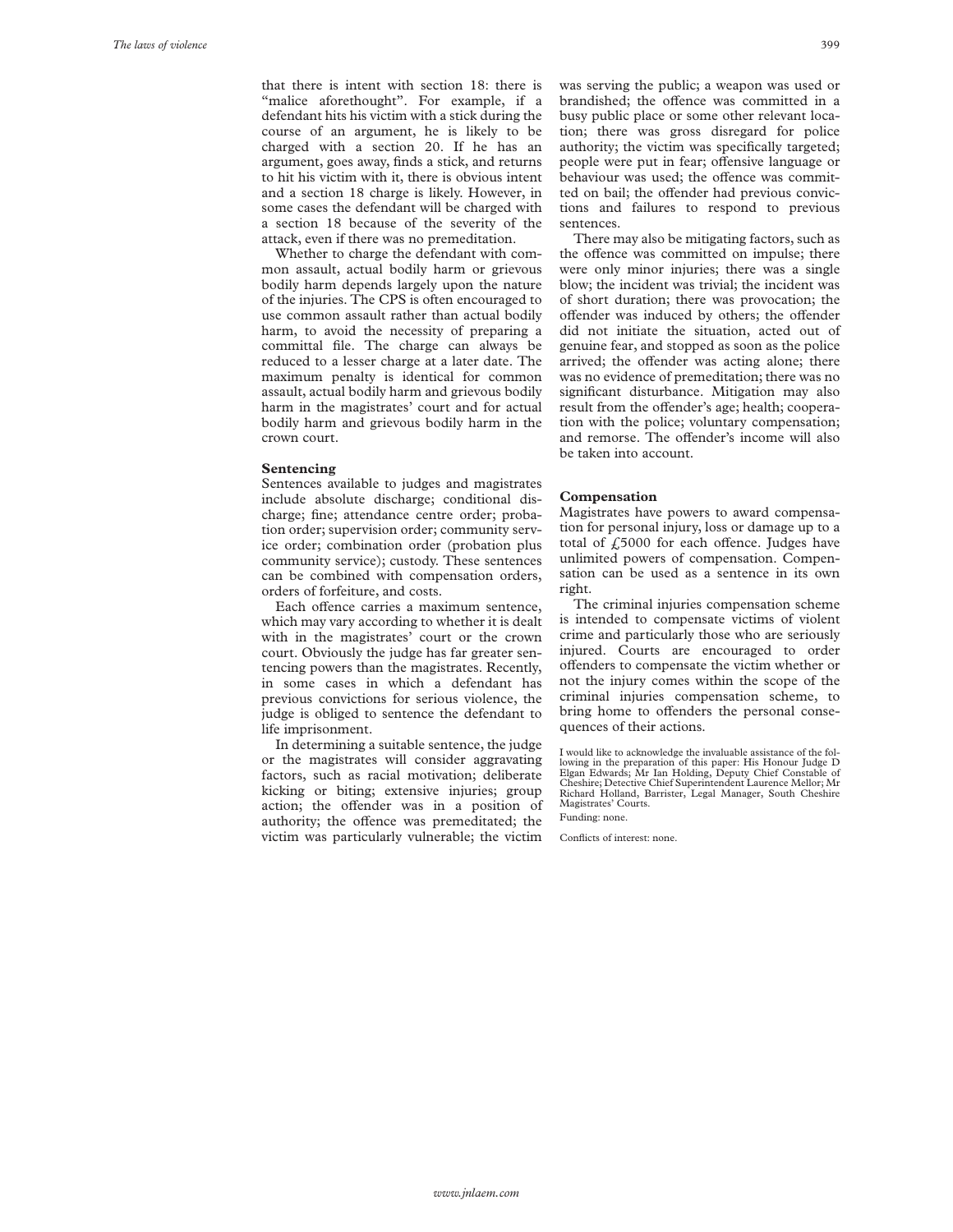that there is intent with section 18: there is "malice aforethought". For example, if a defendant hits his victim with a stick during the course of an argument, he is likely to be charged with a section 20. If he has an argument, goes away, finds a stick, and returns to hit his victim with it, there is obvious intent and a section 18 charge is likely. However, in some cases the defendant will be charged with a section 18 because of the severity of the attack, even if there was no premeditation.

Whether to charge the defendant with common assault, actual bodily harm or grievous bodily harm depends largely upon the nature of the injuries. The CPS is often encouraged to use common assault rather than actual bodily harm, to avoid the necessity of preparing a committal file. The charge can always be reduced to a lesser charge at a later date. The maximum penalty is identical for common assault, actual bodily harm and grievous bodily harm in the magistrates' court and for actual bodily harm and grievous bodily harm in the crown court.

**Sentencing**

Sentences available to judges and magistrates include absolute discharge; conditional discharge; fine; attendance centre order; probation order; supervision order; community service order; combination order (probation plus community service); custody. These sentences can be combined with compensation orders, orders of forfeiture, and costs.

Each offence carries a maximum sentence, which may vary according to whether it is dealt with in the magistrates' court or the crown court. Obviously the judge has far greater sentencing powers than the magistrates. Recently, in some cases in which a defendant has previous convictions for serious violence, the judge is obliged to sentence the defendant to life imprisonment.

In determining a suitable sentence, the judge or the magistrates will consider aggravating factors, such as racial motivation; deliberate kicking or biting; extensive injuries; group action; the offender was in a position of authority; the offence was premeditated; the victim was particularly vulnerable; the victim was serving the public; a weapon was used or brandished; the offence was committed in a busy public place or some other relevant location; there was gross disregard for police authority; the victim was specifically targeted; people were put in fear; offensive language or behaviour was used; the offence was committed on bail; the offender had previous convictions and failures to respond to previous sentences.

There may also be mitigating factors, such as the offence was committed on impulse; there were only minor injuries; there was a single blow; the incident was trivial; the incident was of short duration; there was provocation; the offender was induced by others; the offender did not initiate the situation, acted out of genuine fear, and stopped as soon as the police arrived; the offender was acting alone; there was no evidence of premeditation; there was no significant disturbance. Mitigation may also result from the offender's age; health; cooperation with the police; voluntary compensation; and remorse. The offender's income will also be taken into account.

**Compensation**

Magistrates have powers to award compensation for personal injury, loss or damage up to a total of £5000 for each offence. Judges have unlimited powers of compensation. Compensation can be used as a sentence in its own right.

The criminal injuries compensation scheme is intended to compensate victims of violent crime and particularly those who are seriously injured. Courts are encouraged to order offenders to compensate the victim whether or not the injury comes within the scope of the criminal injuries compensation scheme, to bring home to offenders the personal consequences of their actions.

I would like to acknowledge the invaluable assistance of the following in the preparation of this paper: His Honour Judge D Elgan Edwards; Mr Ian Holding, Deputy Chief Constable of Cheshire; Detective Chief Superintendent Laurence Mellor; Mr Richard Holland, Barrister, Legal Manager, South Cheshire Magistrates' Courts.

Funding: none.

Conflicts of interest: none.